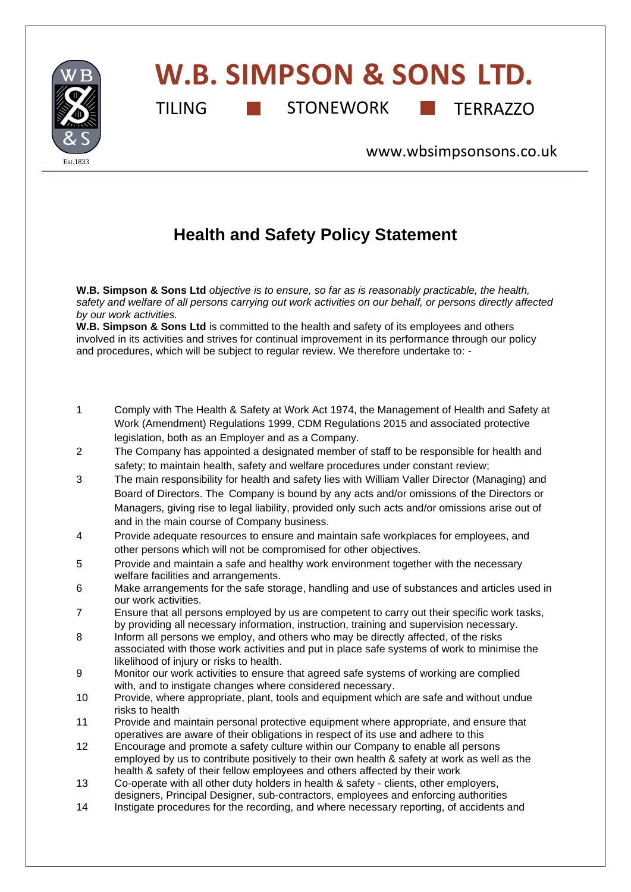# W.B. SIMPSON & SONS LTD.

TILING ■ STONEWORK ■ TERRAZZO

www.wbsimpsonsons.co.uk

Est.1833

## Health and Safety Policy Statement

**W.B. Simpson & Sons Ltd** *objective is to ensure, so far as is reasonably practicable, the health, safety and welfare of all persons carrying out work activities on our behalf, or persons directly affected by our work activities.*

**W.B. Simpson & Sons Ltd** is committed to the health and safety of its employees and others involved in its activities and strives for continual improvement in its performance through our policy and procedures, which will be subject to regular review. We therefore undertake to: -

1. Comply with The Health & Safety at Work Act 1974, the Management of Health and Safety at Work (Amendment) Regulations 1999, CDM Regulations 2015 and associated protective legislation, both as an Employer and as a Company.
2. The Company has appointed a designated member of staff to be responsible for health and safety; to maintain health, safety and welfare procedures under constant review;
3. The main responsibility for health and safety lies with William Valler Director (Managing) and Board of Directors. The Company is bound by any acts and/or omissions of the Directors or Managers, giving rise to legal liability, provided only such acts and/or omissions arise out of and in the main course of Company business.
4. Provide adequate resources to ensure and maintain safe workplaces for employees, and other persons which will not be compromised for other objectives.
5. Provide and maintain a safe and healthy work environment together with the necessary welfare facilities and arrangements.
6. Make arrangements for the safe storage, handling and use of substances and articles used in our work activities.
7. Ensure that all persons employed by us are competent to carry out their specific work tasks, by providing all necessary information, instruction, training and supervision necessary.
8. Inform all persons we employ, and others who may be directly affected, of the risks associated with those work activities and put in place safe systems of work to minimise the likelihood of injury or risks to health.
9. Monitor our work activities to ensure that agreed safe systems of working are complied with, and to instigate changes where considered necessary.
10. Provide, where appropriate, plant, tools and equipment which are safe and without undue risks to health
11. Provide and maintain personal protective equipment where appropriate, and ensure that operatives are aware of their obligations in respect of its use and adhere to this
12. Encourage and promote a safety culture within our Company to enable all persons employed by us to contribute positively to their own health & safety at work as well as the health & safety of their fellow employees and others affected by their work
13. Co-operate with all other duty holders in health & safety - clients, other employers, designers, Principal Designer, sub-contractors, employees and enforcing authorities
14. Instigate procedures for the recording, and where necessary reporting, of accidents and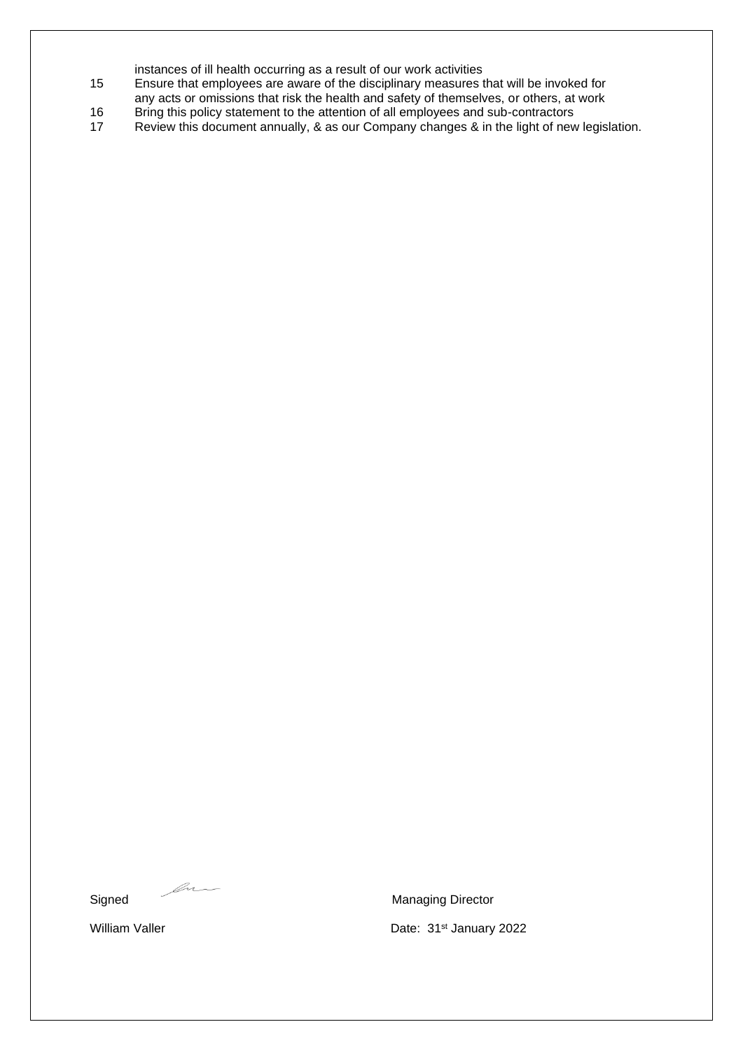instances of ill health occurring as a result of our work activities

15 Ensure that employees are aware of the disciplinary measures that will be invoked for any acts or omissions that risk the health and safety of themselves, or others, at work

16 Bring this policy statement to the attention of all employees and sub-contractors

17 Review this document annually, & as our Company changes & in the light of new legislation.

Signed Managing Director

William Valler Date: 31st January 2022